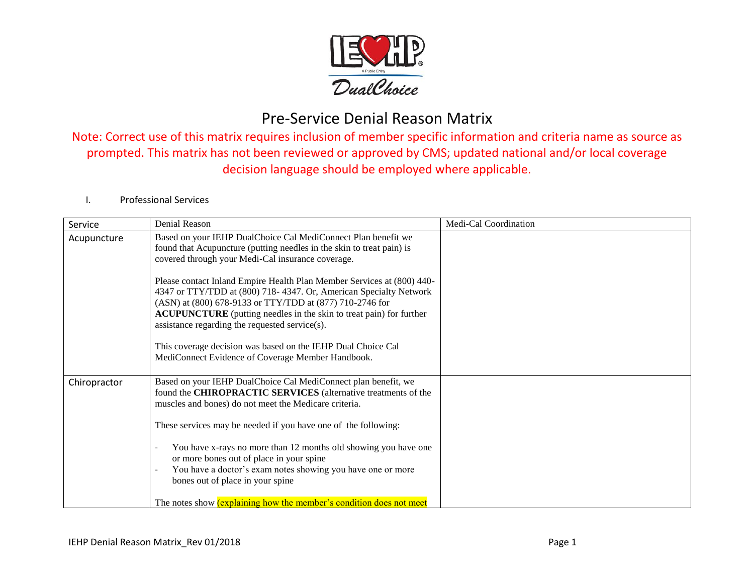# Pre-Service Denial Reason Matrix

Note: Correct use of this matrix requires inclusion of member specific information and criteria name as source as prompted. This matrix has not been reviewed or approved by CMS; updated national and/or local coverage decision language should be employed where applicable.

I. Professional Services

| Service | Denial Reason | Medi-Cal Coordination |
|---|---|---|
| Acupuncture | Based on your IEHP DualChoice Cal MediConnect Plan benefit we found that Acupuncture (putting needles in the skin to treat pain) is covered through your Medi-Cal insurance coverage.<br><br>Please contact Inland Empire Health Plan Member Services at (800) 440-4347 or TTY/TDD at (800) 718- 4347. Or, American Specialty Network (ASN) at (800) 678-9133 or TTY/TDD at (877) 710-2746 for **ACUPUNCTURE** (putting needles in the skin to treat pain) for further assistance regarding the requested service(s).<br><br>This coverage decision was based on the IEHP Dual Choice Cal MediConnect Evidence of Coverage Member Handbook. | |
| Chiropractor | Based on your IEHP DualChoice Cal MediConnect plan benefit, we found the **CHIROPRACTIC SERVICES** (alternative treatments of the muscles and bones) do not meet the Medicare criteria.<br><br>These services may be needed if you have one of the following:<br><br>- You have x-rays no more than 12 months old showing you have one or more bones out of place in your spine<br>- You have a doctor's exam notes showing you have one or more bones out of place in your spine<br><br>The notes show (explaining how the member's condition does not meet | |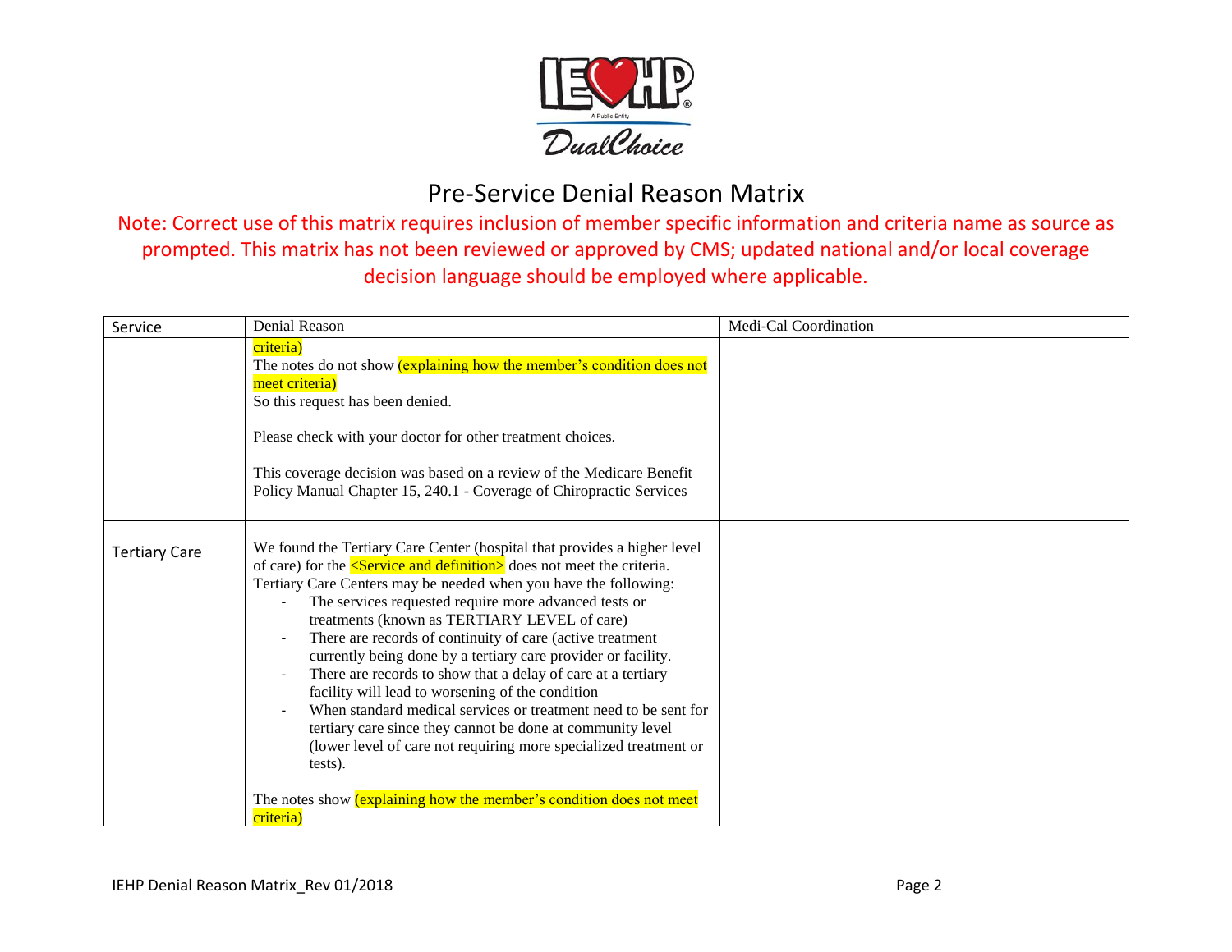# Pre-Service Denial Reason Matrix

Note: Correct use of this matrix requires inclusion of member specific information and criteria name as source as prompted. This matrix has not been reviewed or approved by CMS; updated national and/or local coverage decision language should be employed where applicable.

| Service | Denial Reason | Medi-Cal Coordination |
|---|---|---|
| | criteria)<br>The notes do not show (explaining how the member's condition does not meet criteria)<br>So this request has been denied.<br><br>Please check with your doctor for other treatment choices.<br><br>This coverage decision was based on a review of the Medicare Benefit Policy Manual Chapter 15, 240.1 - Coverage of Chiropractic Services | |
| Tertiary Care | We found the Tertiary Care Center (hospital that provides a higher level of care) for the <Service and definition> does not meet the criteria. Tertiary Care Centers may be needed when you have the following:<br>- The services requested require more advanced tests or treatments (known as TERTIARY LEVEL of care)<br>- There are records of continuity of care (active treatment currently being done by a tertiary care provider or facility.<br>- There are records to show that a delay of care at a tertiary facility will lead to worsening of the condition<br>- When standard medical services or treatment need to be sent for tertiary care since they cannot be done at community level (lower level of care not requiring more specialized treatment or tests).<br><br>The notes show (explaining how the member's condition does not meet criteria) | |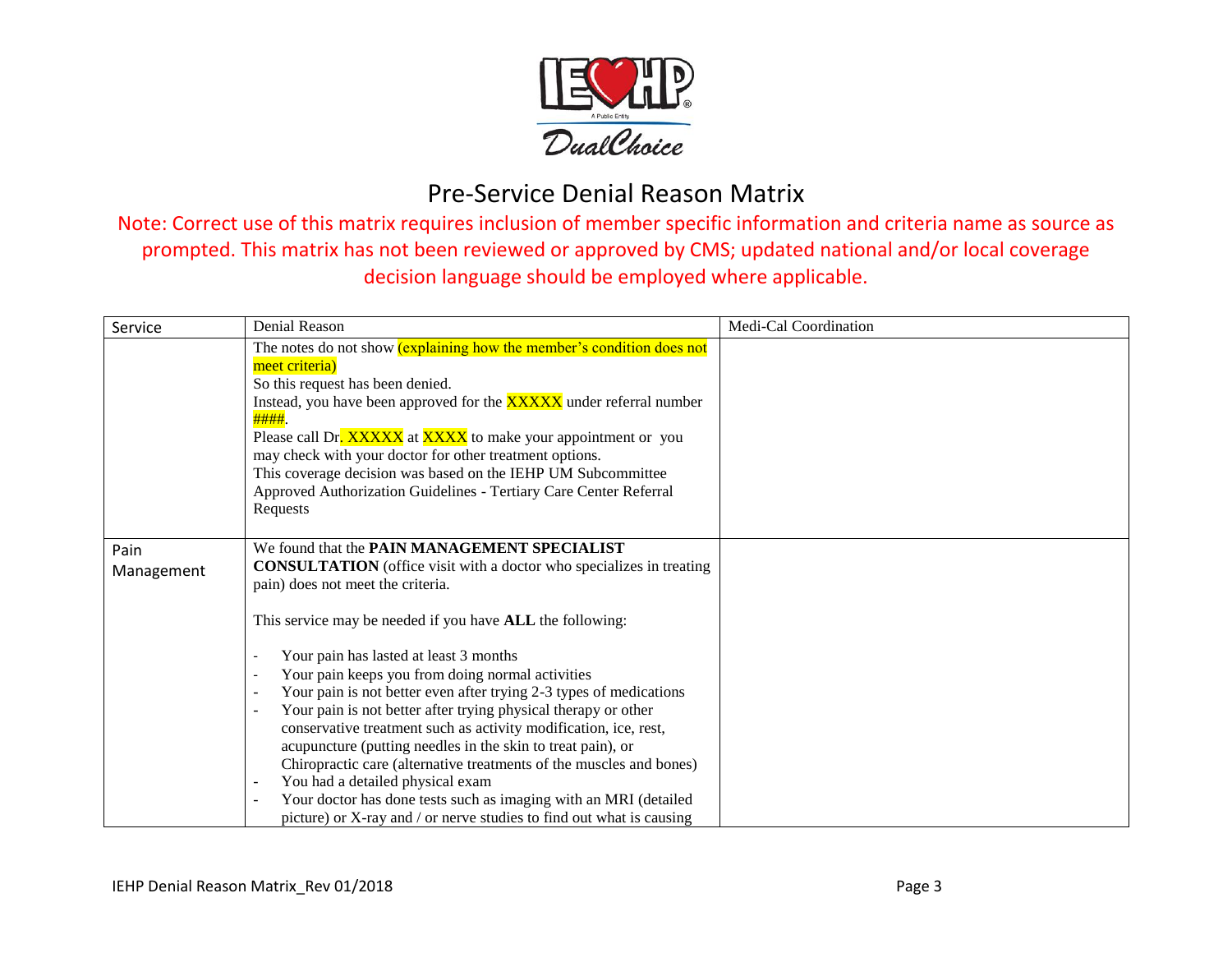# Pre-Service Denial Reason Matrix

Note: Correct use of this matrix requires inclusion of member specific information and criteria name as source as prompted. This matrix has not been reviewed or approved by CMS; updated national and/or local coverage decision language should be employed where applicable.

| Service | Denial Reason | Medi-Cal Coordination |
|---|---|---|
| | The notes do not show (explaining how the member's condition does not meet criteria)<br>So this request has been denied.<br>Instead, you have been approved for the XXXXX under referral number ####.<br>Please call Dr. XXXXX at XXXX to make your appointment or you may check with your doctor for other treatment options.<br>This coverage decision was based on the IEHP UM Subcommittee Approved Authorization Guidelines - Tertiary Care Center Referral Requests | |
| Pain Management | We found that the **PAIN MANAGEMENT SPECIALIST CONSULTATION** (office visit with a doctor who specializes in treating pain) does not meet the criteria.<br><br>This service may be needed if you have **ALL** the following:<br><br>- Your pain has lasted at least 3 months<br>- Your pain keeps you from doing normal activities<br>- Your pain is not better even after trying 2-3 types of medications<br>- Your pain is not better after trying physical therapy or other conservative treatment such as activity modification, ice, rest, acupuncture (putting needles in the skin to treat pain), or Chiropractic care (alternative treatments of the muscles and bones)<br>- You had a detailed physical exam<br>- Your doctor has done tests such as imaging with an MRI (detailed picture) or X-ray and / or nerve studies to find out what is causing | |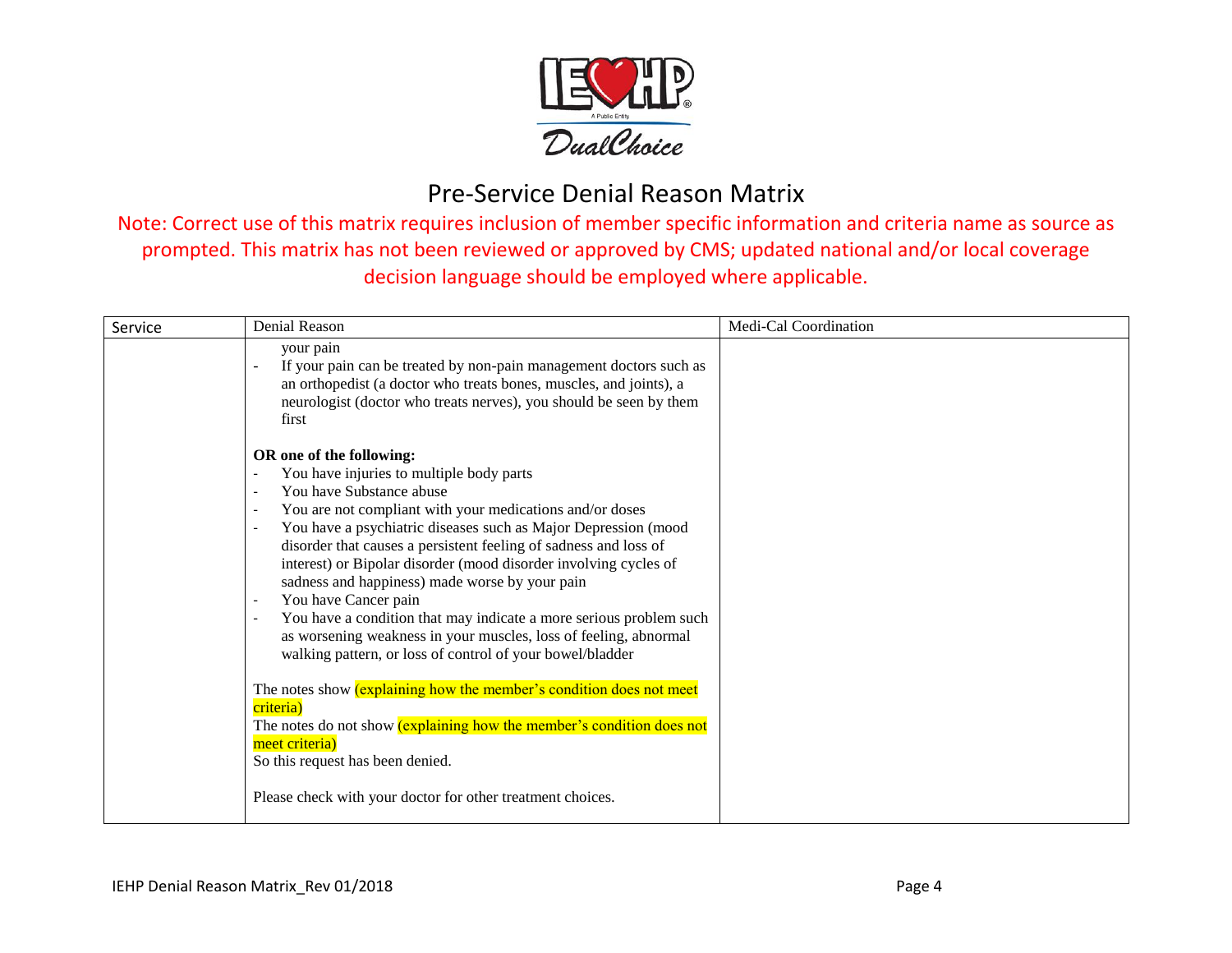# Pre-Service Denial Reason Matrix

Note: Correct use of this matrix requires inclusion of member specific information and criteria name as source as prompted. This matrix has not been reviewed or approved by CMS; updated national and/or local coverage decision language should be employed where applicable.

| Service | Denial Reason | Medi-Cal Coordination |
|---|---|---|
| | your pain<br>- If your pain can be treated by non-pain management doctors such as an orthopedist (a doctor who treats bones, muscles, and joints), a neurologist (doctor who treats nerves), you should be seen by them first<br><br>**OR one of the following:**<br>- You have injuries to multiple body parts<br>- You have Substance abuse<br>- You are not compliant with your medications and/or doses<br>- You have a psychiatric diseases such as Major Depression (mood disorder that causes a persistent feeling of sadness and loss of interest) or Bipolar disorder (mood disorder involving cycles of sadness and happiness) made worse by your pain<br>- You have Cancer pain<br>- You have a condition that may indicate a more serious problem such as worsening weakness in your muscles, loss of feeling, abnormal walking pattern, or loss of control of your bowel/bladder<br><br>The notes show (explaining how the member's condition does not meet criteria)<br>The notes do not show (explaining how the member's condition does not meet criteria)<br>So this request has been denied.<br><br>Please check with your doctor for other treatment choices. | |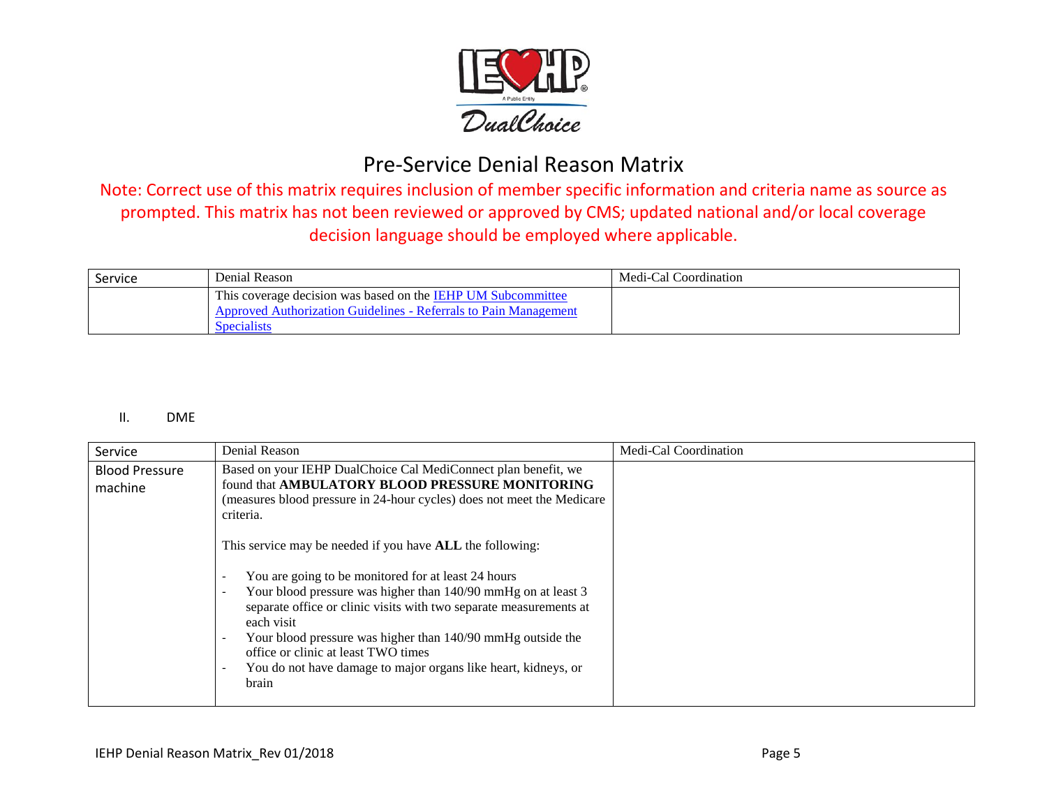# Pre-Service Denial Reason Matrix

Note: Correct use of this matrix requires inclusion of member specific information and criteria name as source as prompted. This matrix has not been reviewed or approved by CMS; updated national and/or local coverage decision language should be employed where applicable.

| Service | Denial Reason | Medi-Cal Coordination |
|---|---|---|
| | This coverage decision was based on the [IEHP UM Subcommittee Approved Authorization Guidelines - Referrals to Pain Management Specialists]() | |

II. DME

| Service | Denial Reason | Medi-Cal Coordination |
|---|---|---|
| Blood Pressure machine | Based on your IEHP DualChoice Cal MediConnect plan benefit, we found that **AMBULATORY BLOOD PRESSURE MONITORING** (measures blood pressure in 24-hour cycles) does not meet the Medicare criteria.<br><br>This service may be needed if you have **ALL** the following:<br><br>- You are going to be monitored for at least 24 hours<br>- Your blood pressure was higher than 140/90 mmHg on at least 3 separate office or clinic visits with two separate measurements at each visit<br>- Your blood pressure was higher than 140/90 mmHg outside the office or clinic at least TWO times<br>- You do not have damage to major organs like heart, kidneys, or brain | |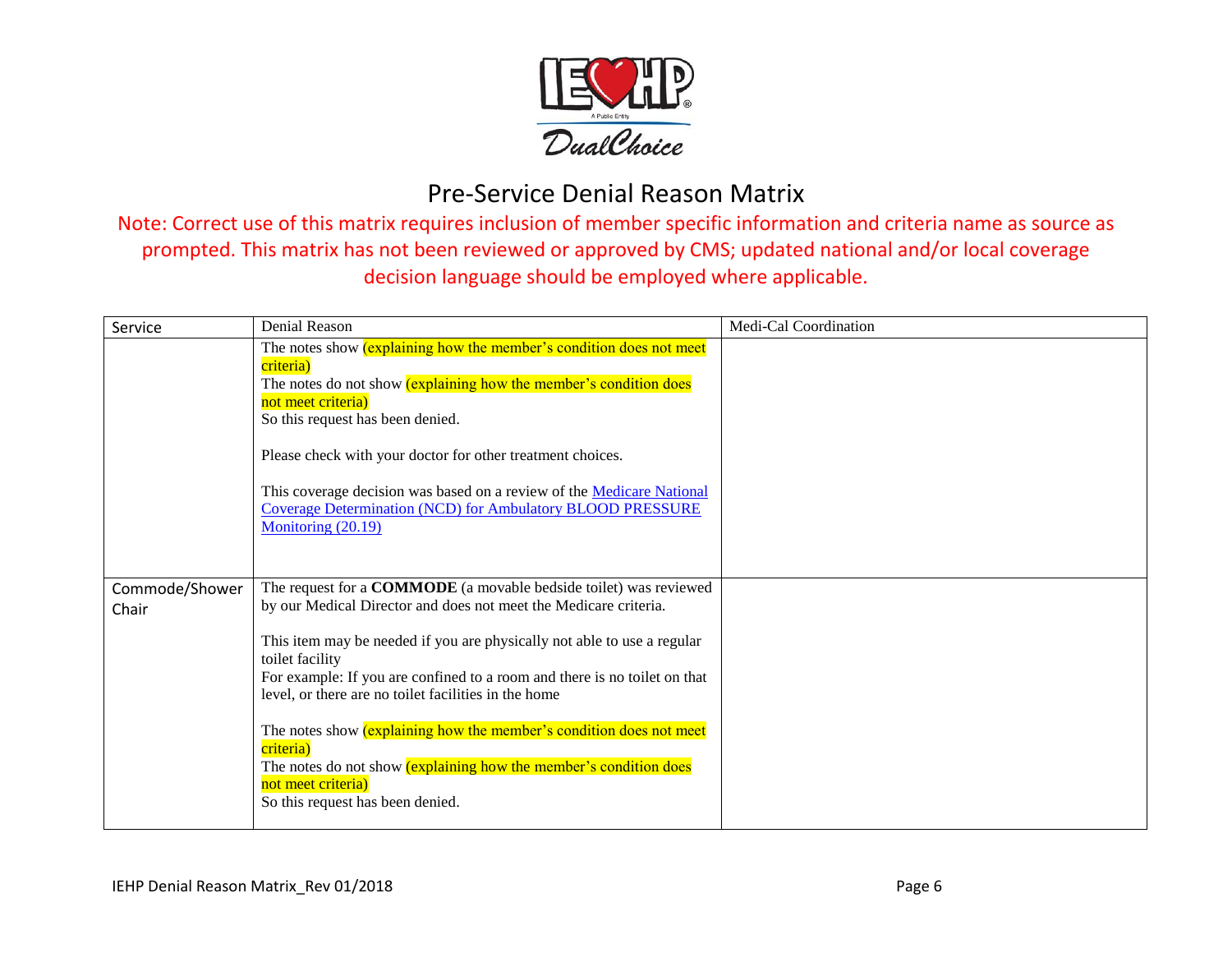# Pre-Service Denial Reason Matrix

Note: Correct use of this matrix requires inclusion of member specific information and criteria name as source as prompted. This matrix has not been reviewed or approved by CMS; updated national and/or local coverage decision language should be employed where applicable.

| Service | Denial Reason | Medi-Cal Coordination |
|---|---|---|
| | The notes show (explaining how the member's condition does not meet criteria)<br>The notes do not show (explaining how the member's condition does not meet criteria)<br>So this request has been denied.<br><br>Please check with your doctor for other treatment choices.<br><br>This coverage decision was based on a review of the Medicare National Coverage Determination (NCD) for Ambulatory BLOOD PRESSURE Monitoring (20.19) | |
| Commode/Shower Chair | The request for a **COMMODE** (a movable bedside toilet) was reviewed by our Medical Director and does not meet the Medicare criteria.<br><br>This item may be needed if you are physically not able to use a regular toilet facility<br>For example: If you are confined to a room and there is no toilet on that level, or there are no toilet facilities in the home<br><br>The notes show (explaining how the member's condition does not meet criteria)<br>The notes do not show (explaining how the member's condition does not meet criteria)<br>So this request has been denied. | |

IEHP Denial Reason Matrix_Rev 01/2018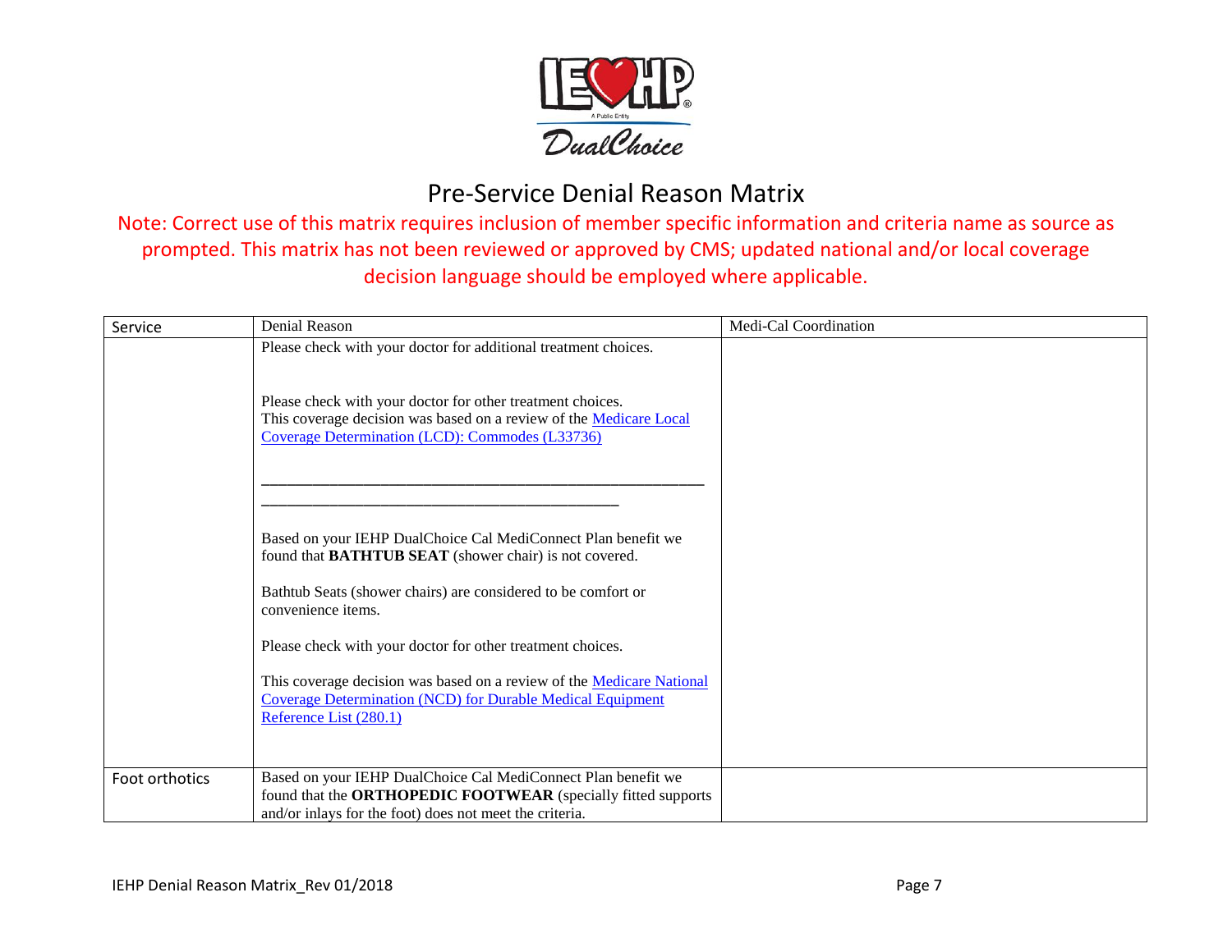# Pre-Service Denial Reason Matrix

Note: Correct use of this matrix requires inclusion of member specific information and criteria name as source as prompted. This matrix has not been reviewed or approved by CMS; updated national and/or local coverage decision language should be employed where applicable.

| Service | Denial Reason | Medi-Cal Coordination |
|---|---|---|
| | Please check with your doctor for additional treatment choices.<br><br>Please check with your doctor for other treatment choices.<br>This coverage decision was based on a review of the Medicare Local Coverage Determination (LCD): Commodes (L33736)<br><br>\_\_\_\_\_\_\_\_\_\_\_\_\_\_\_\_\_\_\_\_\_\_\_\_\_\_\_\_\_\_\_\_\_\_\_\_\_\_\_\_\_\_\_\_\_\_\_\_\_\_\_\_\_\_\_\_\_\_\_\_\_\_\_\_\_\_\_\_\_\_\_\_\_\_\_\_\_\_\_\_\_\_\_\_\_\_<br><br>Based on your IEHP DualChoice Cal MediConnect Plan benefit we found that **BATHTUB SEAT** (shower chair) is not covered.<br><br>Bathtub Seats (shower chairs) are considered to be comfort or convenience items.<br><br>Please check with your doctor for other treatment choices.<br><br>This coverage decision was based on a review of the Medicare National Coverage Determination (NCD) for Durable Medical Equipment Reference List (280.1) | |
| Foot orthotics | Based on your IEHP DualChoice Cal MediConnect Plan benefit we found that the **ORTHOPEDIC FOOTWEAR** (specially fitted supports and/or inlays for the foot) does not meet the criteria. | |

IEHP Denial Reason Matrix_Rev 01/2018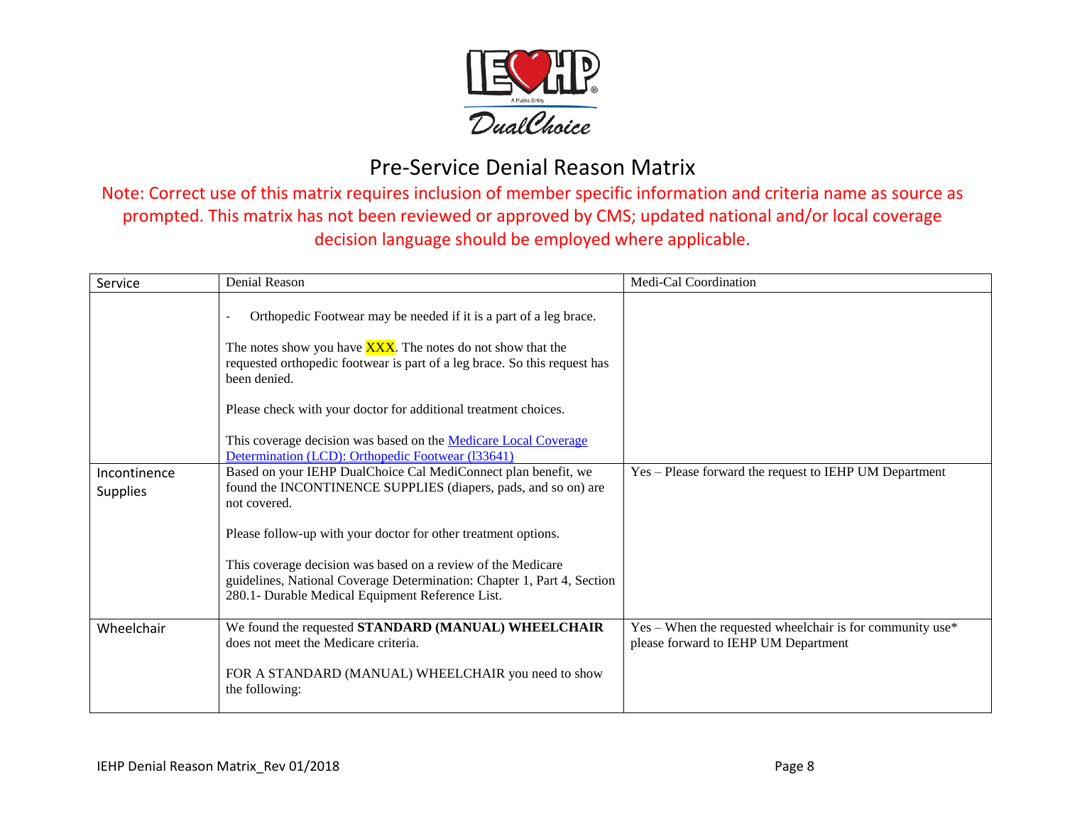# Pre-Service Denial Reason Matrix

Note: Correct use of this matrix requires inclusion of member specific information and criteria name as source as prompted. This matrix has not been reviewed or approved by CMS; updated national and/or local coverage decision language should be employed where applicable.

| Service | Denial Reason | Medi-Cal Coordination |
|---|---|---|
| | - Orthopedic Footwear may be needed if it is a part of a leg brace.<br><br>The notes show you have XXX. The notes do not show that the requested orthopedic footwear is part of a leg brace. So this request has been denied.<br><br>Please check with your doctor for additional treatment choices.<br><br>This coverage decision was based on the Medicare Local Coverage Determination (LCD): Orthopedic Footwear (l33641) | |
| Incontinence Supplies | Based on your IEHP DualChoice Cal MediConnect plan benefit, we found the INCONTINENCE SUPPLIES (diapers, pads, and so on) are not covered.<br><br>Please follow-up with your doctor for other treatment options.<br><br>This coverage decision was based on a review of the Medicare guidelines, National Coverage Determination: Chapter 1, Part 4, Section 280.1- Durable Medical Equipment Reference List. | Yes – Please forward the request to IEHP UM Department |
| Wheelchair | We found the requested **STANDARD (MANUAL) WHEELCHAIR** does not meet the Medicare criteria.<br><br>FOR A STANDARD (MANUAL) WHEELCHAIR you need to show the following: | Yes – When the requested wheelchair is for community use* please forward to IEHP UM Department |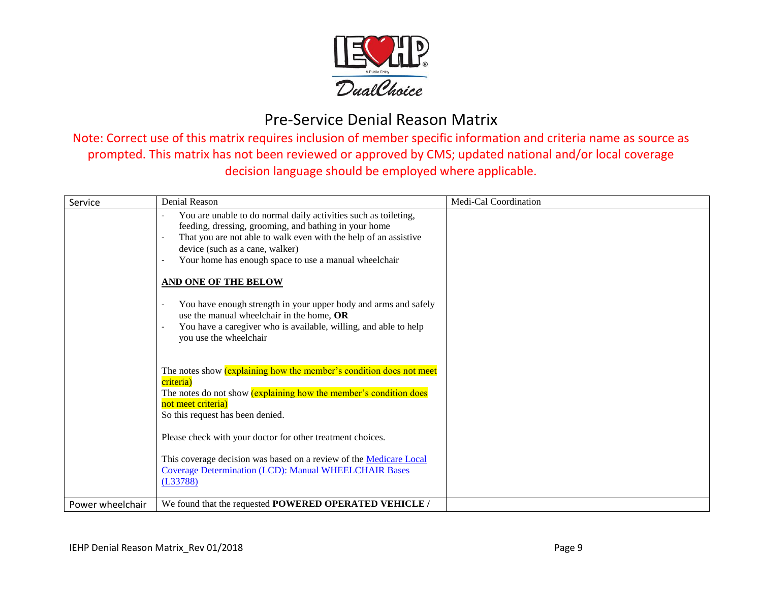# Pre-Service Denial Reason Matrix

Note: Correct use of this matrix requires inclusion of member specific information and criteria name as source as prompted. This matrix has not been reviewed or approved by CMS; updated national and/or local coverage decision language should be employed where applicable.

| Service | Denial Reason | Medi-Cal Coordination |
|---|---|---|
| | - You are unable to do normal daily activities such as toileting, feeding, dressing, grooming, and bathing in your home<br>- That you are not able to walk even with the help of an assistive device (such as a cane, walker)<br>- Your home has enough space to use a manual wheelchair<br><br>**AND ONE OF THE BELOW**<br><br>- You have enough strength in your upper body and arms and safely use the manual wheelchair in the home, **OR**<br>- You have a caregiver who is available, willing, and able to help you use the wheelchair<br><br>The notes show (explaining how the member's condition does not meet criteria)<br>The notes do not show (explaining how the member's condition does not meet criteria)<br>So this request has been denied.<br><br>Please check with your doctor for other treatment choices.<br><br>This coverage decision was based on a review of the Medicare Local Coverage Determination (LCD): Manual WHEELCHAIR Bases (L33788) | |
| Power wheelchair | We found that the requested **POWERED OPERATED VEHICLE /** | |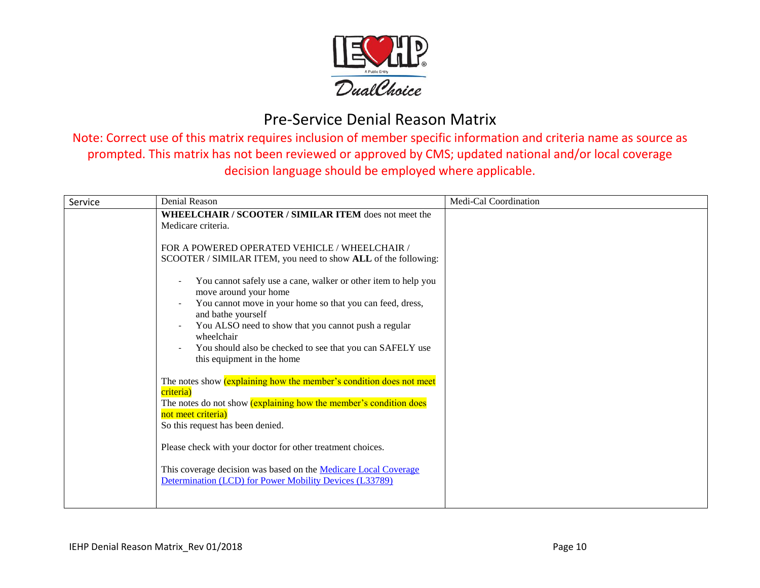# Pre-Service Denial Reason Matrix

Note: Correct use of this matrix requires inclusion of member specific information and criteria name as source as prompted. This matrix has not been reviewed or approved by CMS; updated national and/or local coverage decision language should be employed where applicable.

| Service | Denial Reason | Medi-Cal Coordination |
|---|---|---|
| | **WHEELCHAIR / SCOOTER / SIMILAR ITEM** does not meet the Medicare criteria.<br><br>FOR A POWERED OPERATED VEHICLE / WHEELCHAIR / SCOOTER / SIMILAR ITEM, you need to show **ALL** of the following:<br><br>- You cannot safely use a cane, walker or other item to help you move around your home<br>- You cannot move in your home so that you can feed, dress, and bathe yourself<br>- You ALSO need to show that you cannot push a regular wheelchair<br>- You should also be checked to see that you can SAFELY use this equipment in the home<br><br>The notes show (explaining how the member's condition does not meet criteria)<br>The notes do not show (explaining how the member's condition does not meet criteria)<br>So this request has been denied.<br><br>Please check with your doctor for other treatment choices.<br><br>This coverage decision was based on the Medicare Local Coverage Determination (LCD) for Power Mobility Devices (L33789) | |

IEHP Denial Reason Matrix_Rev 01/2018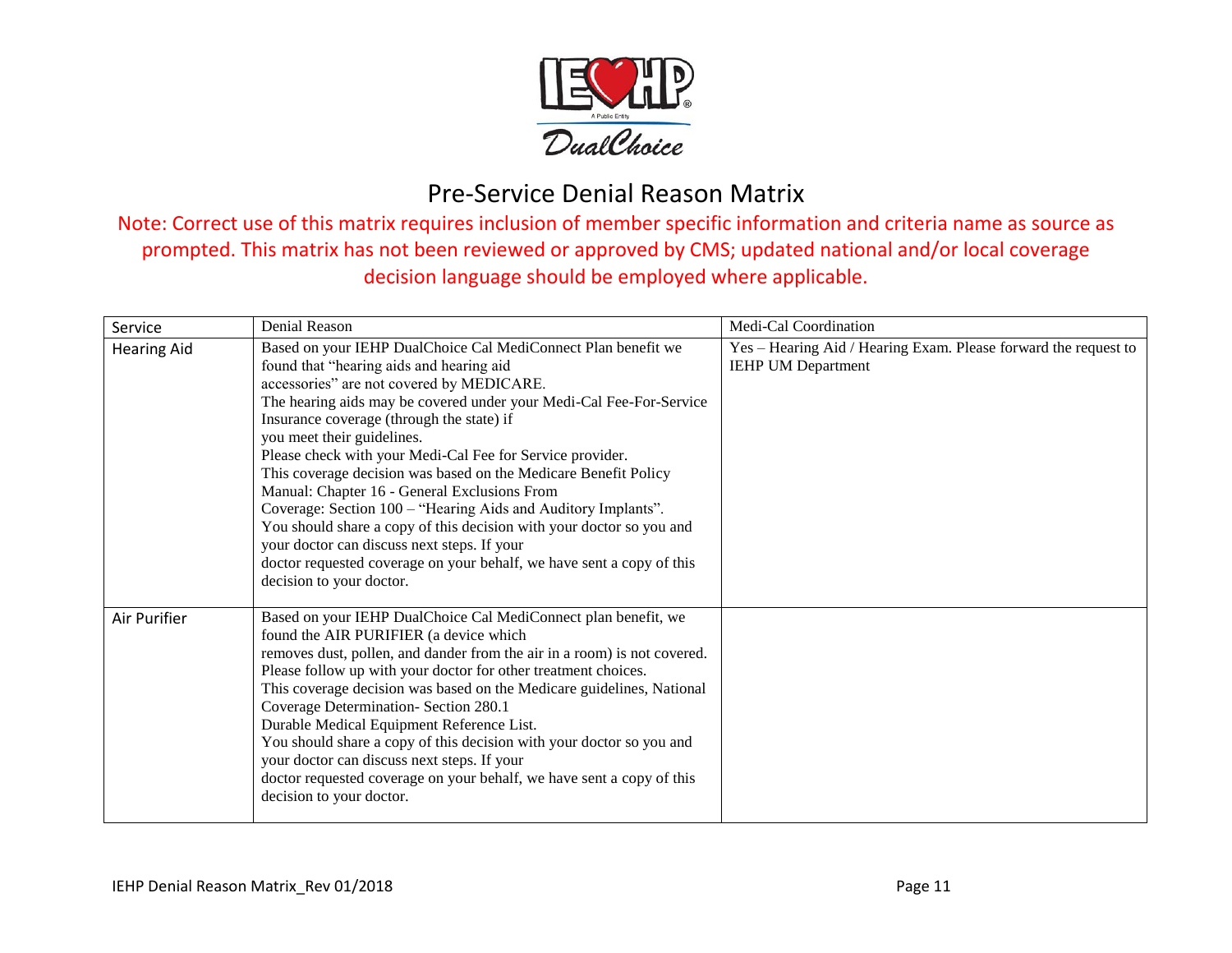# Pre-Service Denial Reason Matrix

Note: Correct use of this matrix requires inclusion of member specific information and criteria name as source as prompted. This matrix has not been reviewed or approved by CMS; updated national and/or local coverage decision language should be employed where applicable.

| Service | Denial Reason | Medi-Cal Coordination |
|---|---|---|
| Hearing Aid | Based on your IEHP DualChoice Cal MediConnect Plan benefit we found that "hearing aids and hearing aid accessories" are not covered by MEDICARE. The hearing aids may be covered under your Medi-Cal Fee-For-Service Insurance coverage (through the state) if you meet their guidelines. Please check with your Medi-Cal Fee for Service provider. This coverage decision was based on the Medicare Benefit Policy Manual: Chapter 16 - General Exclusions From Coverage: Section 100 – "Hearing Aids and Auditory Implants". You should share a copy of this decision with your doctor so you and your doctor can discuss next steps. If your doctor requested coverage on your behalf, we have sent a copy of this decision to your doctor. | Yes – Hearing Aid / Hearing Exam. Please forward the request to IEHP UM Department |
| Air Purifier | Based on your IEHP DualChoice Cal MediConnect plan benefit, we found the AIR PURIFIER (a device which removes dust, pollen, and dander from the air in a room) is not covered. Please follow up with your doctor for other treatment choices. This coverage decision was based on the Medicare guidelines, National Coverage Determination- Section 280.1 Durable Medical Equipment Reference List. You should share a copy of this decision with your doctor so you and your doctor can discuss next steps. If your doctor requested coverage on your behalf, we have sent a copy of this decision to your doctor. | |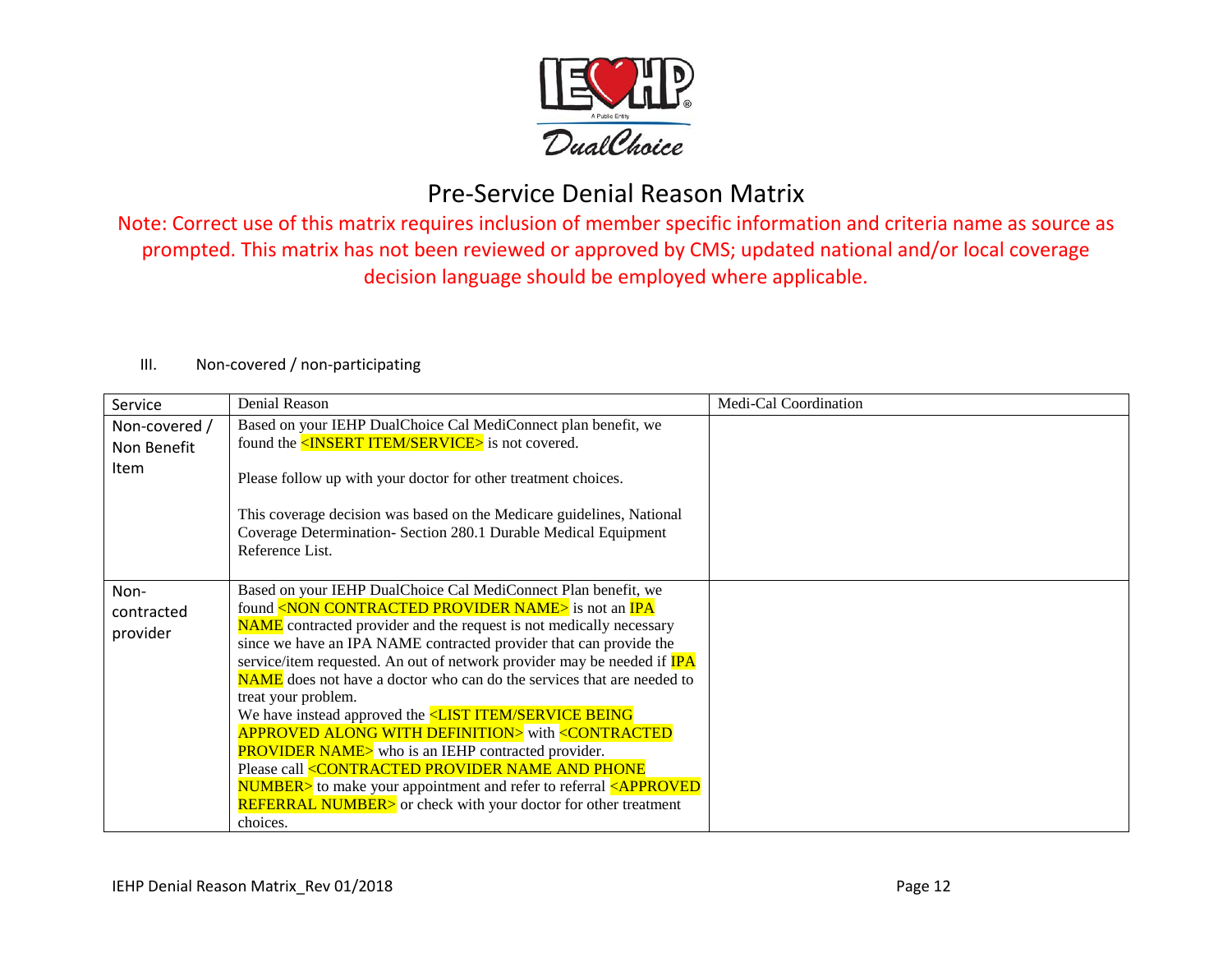# Pre-Service Denial Reason Matrix

Note: Correct use of this matrix requires inclusion of member specific information and criteria name as source as prompted. This matrix has not been reviewed or approved by CMS; updated national and/or local coverage decision language should be employed where applicable.

III. Non-covered / non-participating

| Service | Denial Reason | Medi-Cal Coordination |
|---|---|---|
| Non-covered / Non Benefit Item | Based on your IEHP DualChoice Cal MediConnect plan benefit, we found the <INSERT ITEM/SERVICE> is not covered.<br><br>Please follow up with your doctor for other treatment choices.<br><br>This coverage decision was based on the Medicare guidelines, National Coverage Determination- Section 280.1 Durable Medical Equipment Reference List. | |
| Non-contracted provider | Based on your IEHP DualChoice Cal MediConnect Plan benefit, we found <NON CONTRACTED PROVIDER NAME> is not an IPA NAME contracted provider and the request is not medically necessary since we have an IPA NAME contracted provider that can provide the service/item requested. An out of network provider may be needed if IPA NAME does not have a doctor who can do the services that are needed to treat your problem.<br>We have instead approved the <LIST ITEM/SERVICE BEING APPROVED ALONG WITH DEFINITION> with <CONTRACTED PROVIDER NAME> who is an IEHP contracted provider.<br>Please call <CONTRACTED PROVIDER NAME AND PHONE NUMBER> to make your appointment and refer to referral <APPROVED REFERRAL NUMBER> or check with your doctor for other treatment choices. | |

IEHP Denial Reason Matrix_Rev 01/2018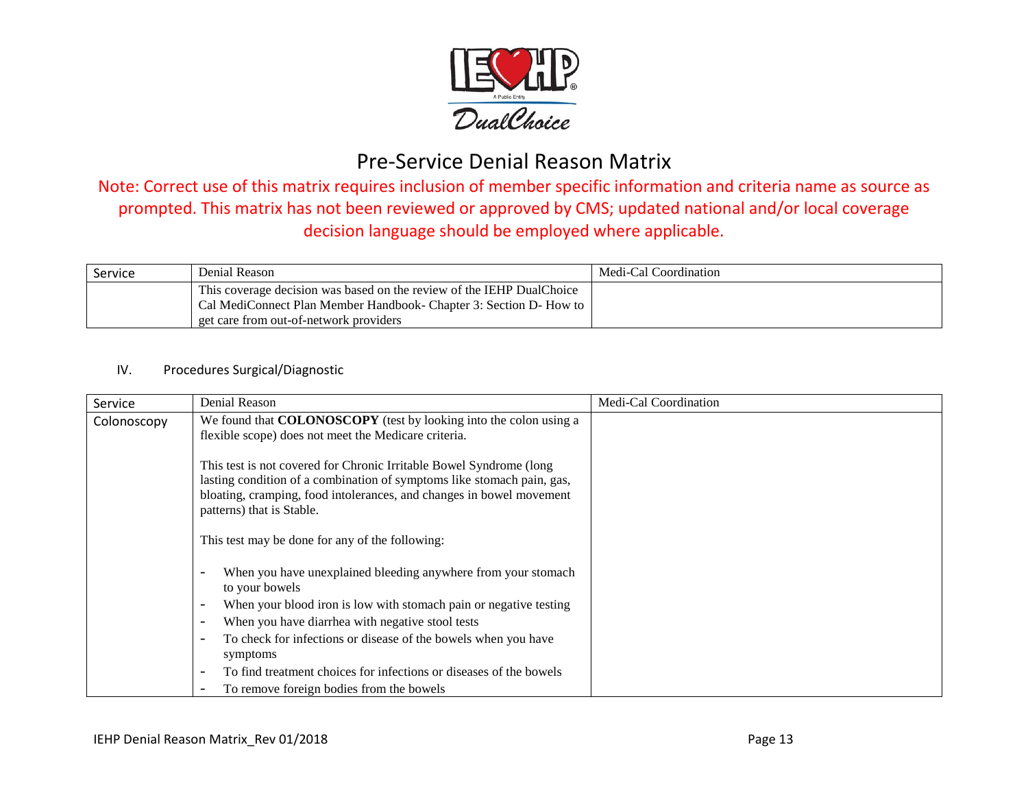# Pre-Service Denial Reason Matrix

Note: Correct use of this matrix requires inclusion of member specific information and criteria name as source as prompted. This matrix has not been reviewed or approved by CMS; updated national and/or local coverage decision language should be employed where applicable.

| Service | Denial Reason | Medi-Cal Coordination |
|---|---|---|
| | This coverage decision was based on the review of the IEHP DualChoice Cal MediConnect Plan Member Handbook- Chapter 3: Section D- How to get care from out-of-network providers | |

## IV. Procedures Surgical/Diagnostic

| Service | Denial Reason | Medi-Cal Coordination |
|---|---|---|
| Colonoscopy | We found that **COLONOSCOPY** (test by looking into the colon using a flexible scope) does not meet the Medicare criteria.<br><br>This test is not covered for Chronic Irritable Bowel Syndrome (long lasting condition of a combination of symptoms like stomach pain, gas, bloating, cramping, food intolerances, and changes in bowel movement patterns) that is Stable.<br><br>This test may be done for any of the following:<br><br>- When you have unexplained bleeding anywhere from your stomach to your bowels<br>- When your blood iron is low with stomach pain or negative testing<br>- When you have diarrhea with negative stool tests<br>- To check for infections or disease of the bowels when you have symptoms<br>- To find treatment choices for infections or diseases of the bowels<br>- To remove foreign bodies from the bowels | |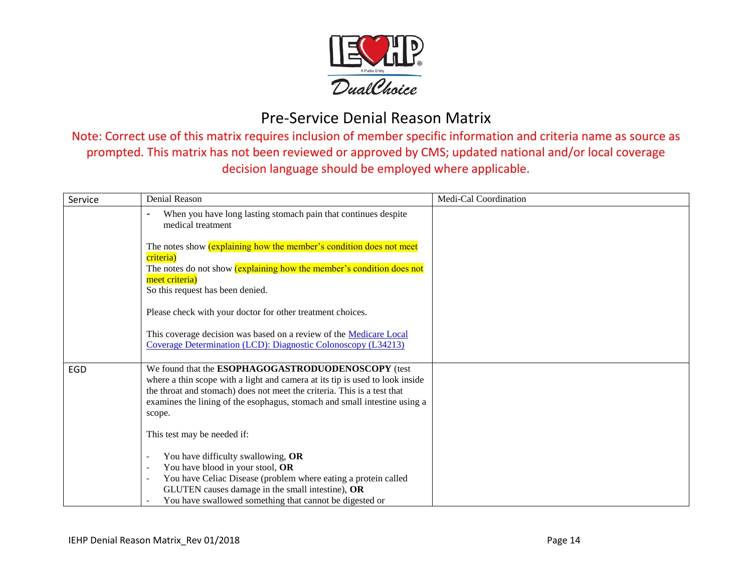# Pre-Service Denial Reason Matrix

Note: Correct use of this matrix requires inclusion of member specific information and criteria name as source as prompted. This matrix has not been reviewed or approved by CMS; updated national and/or local coverage decision language should be employed where applicable.

| Service | Denial Reason | Medi-Cal Coordination |
|---|---|---|
| | - When you have long lasting stomach pain that continues despite medical treatment<br><br>The notes show (explaining how the member's condition does not meet criteria)<br>The notes do not show (explaining how the member's condition does not meet criteria)<br>So this request has been denied.<br><br>Please check with your doctor for other treatment choices.<br><br>This coverage decision was based on a review of the Medicare Local Coverage Determination (LCD): Diagnostic Colonoscopy (L34213) | |
| EGD | We found that the **ESOPHAGOGASTRODUODENOSCOPY** (test where a thin scope with a light and camera at its tip is used to look inside the throat and stomach) does not meet the criteria. This is a test that examines the lining of the esophagus, stomach and small intestine using a scope.<br><br>This test may be needed if:<br><br>- You have difficulty swallowing, **OR**<br>- You have blood in your stool, **OR**<br>- You have Celiac Disease (problem where eating a protein called GLUTEN causes damage in the small intestine), **OR**<br>- You have swallowed something that cannot be digested or | |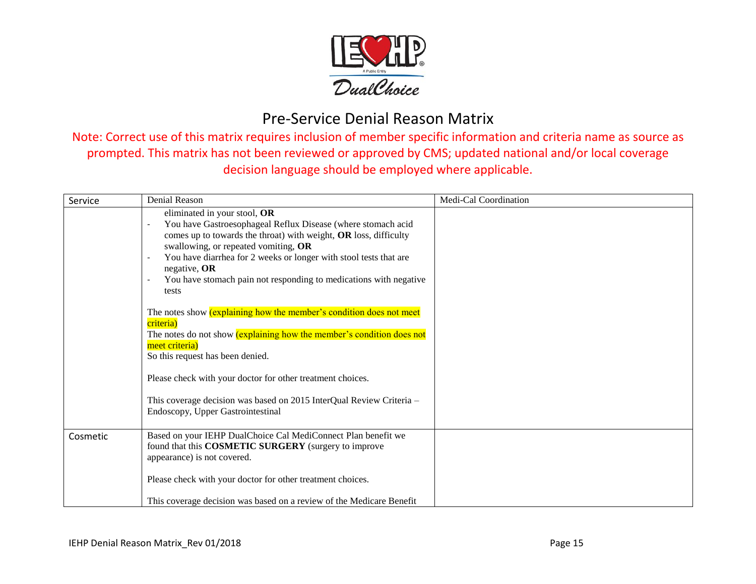# Pre-Service Denial Reason Matrix

Note: Correct use of this matrix requires inclusion of member specific information and criteria name as source as prompted. This matrix has not been reviewed or approved by CMS; updated national and/or local coverage decision language should be employed where applicable.

| Service | Denial Reason | Medi-Cal Coordination |
|---|---|---|
| | eliminated in your stool, **OR**<br>- You have Gastroesophageal Reflux Disease (where stomach acid comes up to towards the throat) with weight, **OR** loss, difficulty swallowing, or repeated vomiting, **OR**<br>- You have diarrhea for 2 weeks or longer with stool tests that are negative, **OR**<br>- You have stomach pain not responding to medications with negative tests<br><br>The notes show (explaining how the member's condition does not meet criteria)<br>The notes do not show (explaining how the member's condition does not meet criteria)<br>So this request has been denied.<br><br>Please check with your doctor for other treatment choices.<br><br>This coverage decision was based on 2015 InterQual Review Criteria – Endoscopy, Upper Gastrointestinal | |
| Cosmetic | Based on your IEHP DualChoice Cal MediConnect Plan benefit we found that this **COSMETIC SURGERY** (surgery to improve appearance) is not covered.<br><br>Please check with your doctor for other treatment choices.<br><br>This coverage decision was based on a review of the Medicare Benefit | |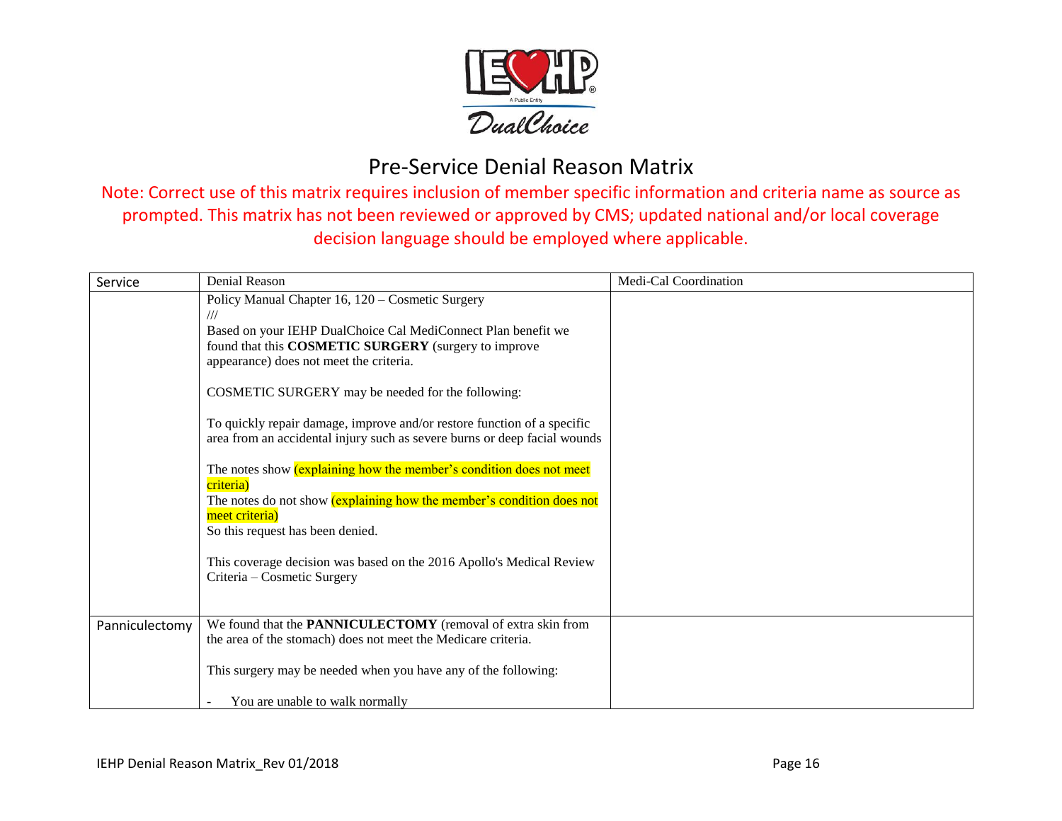# Pre-Service Denial Reason Matrix

Note: Correct use of this matrix requires inclusion of member specific information and criteria name as source as prompted. This matrix has not been reviewed or approved by CMS; updated national and/or local coverage decision language should be employed where applicable.

| Service | Denial Reason | Medi-Cal Coordination |
|---|---|---|
| | Policy Manual Chapter 16, 120 – Cosmetic Surgery<br>///<br>Based on your IEHP DualChoice Cal MediConnect Plan benefit we found that this **COSMETIC SURGERY** (surgery to improve appearance) does not meet the criteria.<br><br>COSMETIC SURGERY may be needed for the following:<br><br>To quickly repair damage, improve and/or restore function of a specific area from an accidental injury such as severe burns or deep facial wounds<br><br>The notes show (explaining how the member's condition does not meet criteria)<br>The notes do not show (explaining how the member's condition does not meet criteria)<br>So this request has been denied.<br><br>This coverage decision was based on the 2016 Apollo's Medical Review Criteria – Cosmetic Surgery | |
| Panniculectomy | We found that the **PANNICULECTOMY** (removal of extra skin from the area of the stomach) does not meet the Medicare criteria.<br><br>This surgery may be needed when you have any of the following:<br><br>- You are unable to walk normally | |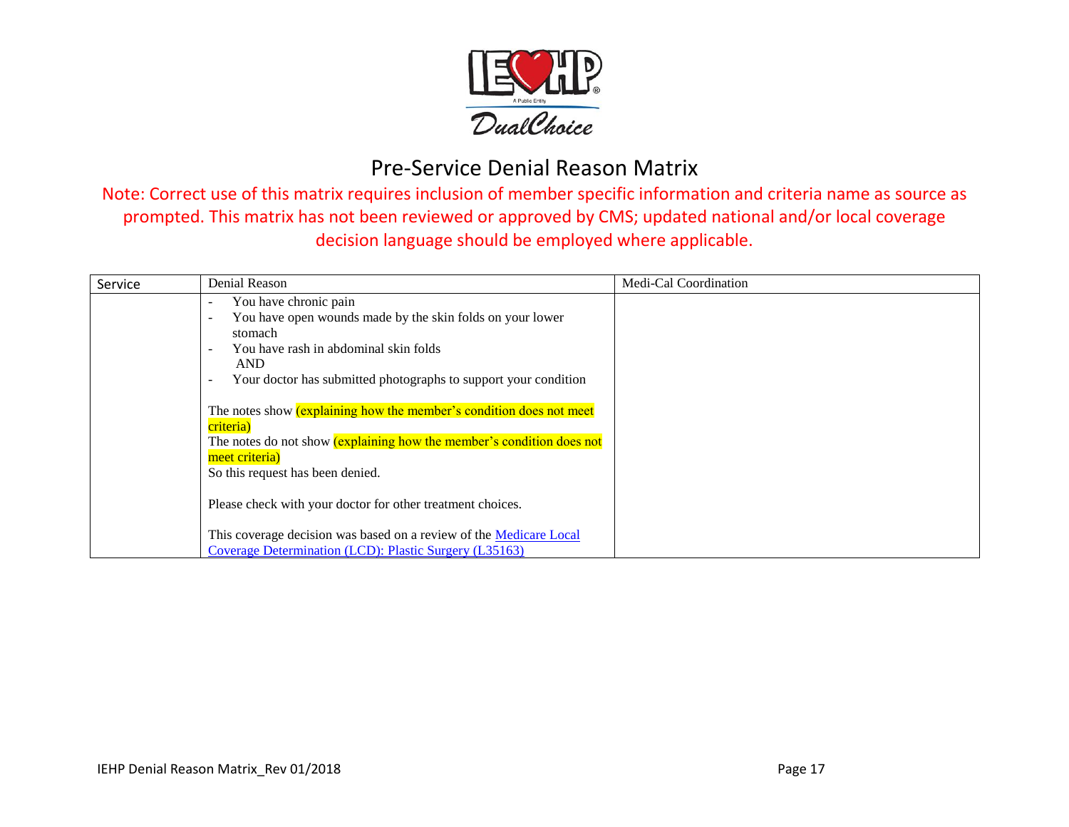# Pre-Service Denial Reason Matrix

Note: Correct use of this matrix requires inclusion of member specific information and criteria name as source as prompted. This matrix has not been reviewed or approved by CMS; updated national and/or local coverage decision language should be employed where applicable.

| Service | Denial Reason | Medi-Cal Coordination |
|---|---|---|
| | - You have chronic pain<br>- You have open wounds made by the skin folds on your lower stomach<br>- You have rash in abdominal skin folds<br>AND<br>- Your doctor has submitted photographs to support your condition<br><br>The notes show (explaining how the member's condition does not meet criteria)<br>The notes do not show (explaining how the member's condition does not meet criteria)<br>So this request has been denied.<br><br>Please check with your doctor for other treatment choices.<br><br>This coverage decision was based on a review of the Medicare Local Coverage Determination (LCD): Plastic Surgery (L35163) | |